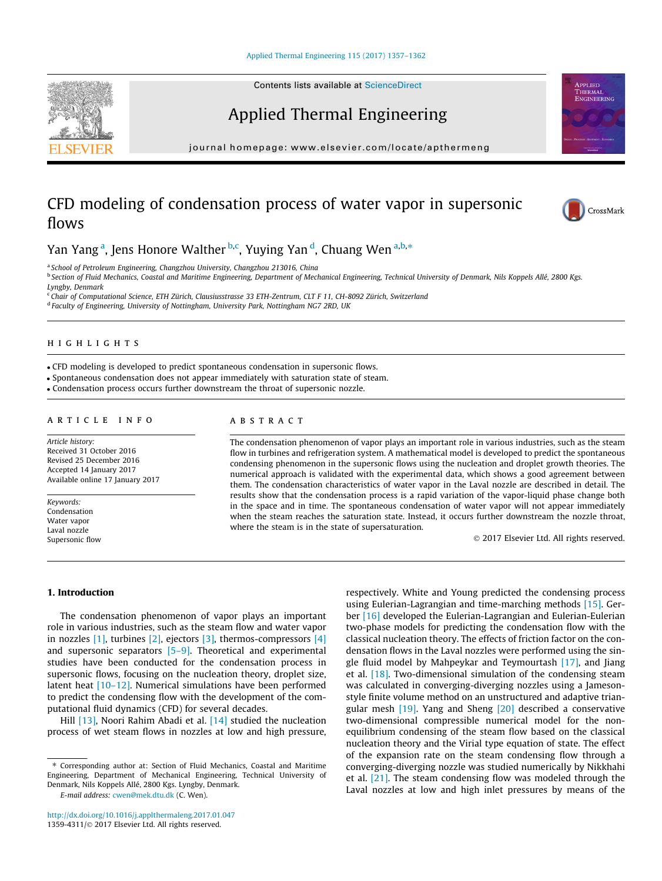# CFD modeling of condensation process of water vapor in supersonic flows

Yan Yang [a], Jens Honore Walther [b,c], Yuying Yan [d], Chuang Wen [a,b,*]

[a] School of Petroleum Engineering, Changzhou University, Changzhou 213016, China

[b] Section of Fluid Mechanics, Coastal and Maritime Engineering, Department of Mechanical Engineering, Technical University of Denmark, Nils Koppels Allé, 2800 Kgs. Lyngby, Denmark

[c] Chair of Computational Science, ETH Zürich, Clausiusstrasse 33 ETH-Zentrum, CLT F 11, CH-8092 Zürich, Switzerland

[d] Faculty of Engineering, University of Nottingham, University Park, Nottingham NG7 2RD, UK

## HIGHLIGHTS

- CFD modeling is developed to predict spontaneous condensation in supersonic flows.
- Spontaneous condensation does not appear immediately with saturation state of steam.
- Condensation process occurs further downstream the throat of supersonic nozzle.

## ARTICLE INFO

*Article history:*
Received 31 October 2016
Revised 25 December 2016
Accepted 14 January 2017
Available online 17 January 2017

*Keywords:*
Condensation
Water vapor
Laval nozzle
Supersonic flow

## ABSTRACT

The condensation phenomenon of vapor plays an important role in various industries, such as the steam flow in turbines and refrigeration system. A mathematical model is developed to predict the spontaneous condensing phenomenon in the supersonic flows using the nucleation and droplet growth theories. The numerical approach is validated with the experimental data, which shows a good agreement between them. The condensation characteristics of water vapor in the Laval nozzle are described in detail. The results show that the condensation process is a rapid variation of the vapor-liquid phase change both in the space and in time. The spontaneous condensation of water vapor will not appear immediately when the steam reaches the saturation state. Instead, it occurs further downstream the nozzle throat, where the steam is in the state of supersaturation.

© 2017 Elsevier Ltd. All rights reserved.

## 1. Introduction

The condensation phenomenon of vapor plays an important role in various industries, such as the steam flow and water vapor in nozzles [1], turbines [2], ejectors [3], thermos-compressors [4] and supersonic separators [5–9]. Theoretical and experimental studies have been conducted for the condensation process in supersonic flows, focusing on the nucleation theory, droplet size, latent heat [10–12]. Numerical simulations have been performed to predict the condensing flow with the development of the computational fluid dynamics (CFD) for several decades.

Hill [13], Noori Rahim Abadi et al. [14] studied the nucleation process of wet steam flows in nozzles at low and high pressure, respectively. White and Young predicted the condensing process using Eulerian-Lagrangian and time-marching methods [15]. Gerber [16] developed the Eulerian-Lagrangian and Eulerian-Eulerian two-phase models for predicting the condensation flow with the classical nucleation theory. The effects of friction factor on the condensation flows in the Laval nozzles were performed using the single fluid model by Mahpeykar and Teymourtash [17], and Jiang et al. [18]. Two-dimensional simulation of the condensing steam was calculated in converging-diverging nozzles using a Jameson-style finite volume method on an unstructured and adaptive triangular mesh [19]. Yang and Sheng [20] described a conservative two-dimensional compressible numerical model for the non-equilibrium condensing of the steam flow based on the classical nucleation theory and the Virial type equation of state. The effect of the expansion rate on the steam condensing flow through a converging-diverging nozzle was studied numerically by Nikkhahi et al. [21]. The steam condensing flow was modeled through the Laval nozzles at low and high inlet pressures by means of the

* Corresponding author at: Section of Fluid Mechanics, Coastal and Maritime Engineering, Department of Mechanical Engineering, Technical University of Denmark, Nils Koppels Allé, 2800 Kgs. Lyngby, Denmark.

*E-mail address:* cwen@mek.dtu.dk (C. Wen).

http://dx.doi.org/10.1016/j.applthermaleng.2017.01.047
1359-4311/© 2017 Elsevier Ltd. All rights reserved.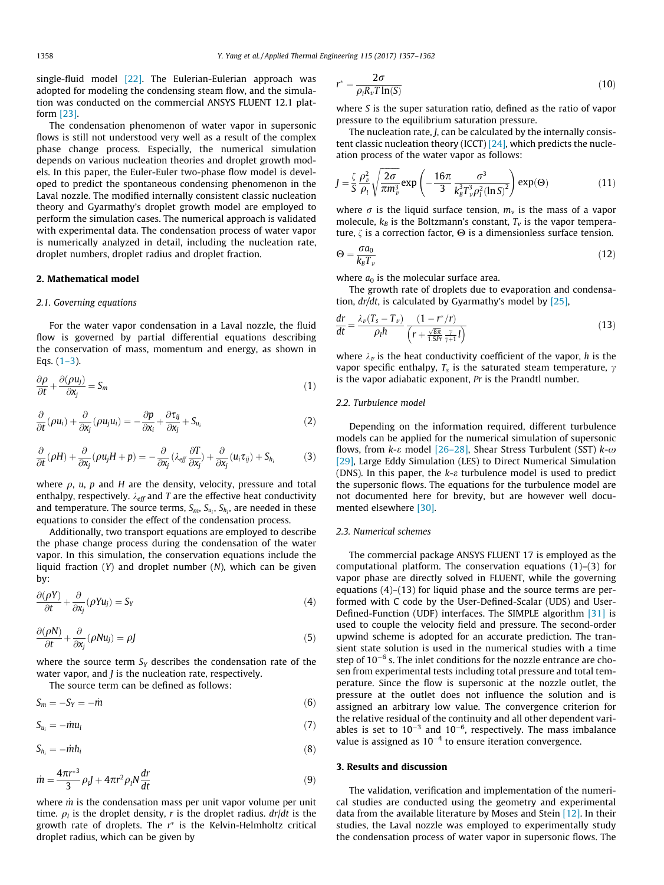single-fluid model [22]. The Eulerian-Eulerian approach was adopted for modeling the condensing steam flow, and the simulation was conducted on the commercial ANSYS FLUENT 12.1 platform [23].

The condensation phenomenon of water vapor in supersonic flows is still not understood very well as a result of the complex phase change process. Especially, the numerical simulation depends on various nucleation theories and droplet growth models. In this paper, the Euler-Euler two-phase flow model is developed to predict the spontaneous condensing phenomenon in the Laval nozzle. The modified internally consistent classic nucleation theory and Gyarmathy's droplet growth model are employed to perform the simulation cases. The numerical approach is validated with experimental data. The condensation process of water vapor is numerically analyzed in detail, including the nucleation rate, droplet numbers, droplet radius and droplet fraction.

## 2. Mathematical model

### 2.1. Governing equations

For the water vapor condensation in a Laval nozzle, the fluid flow is governed by partial differential equations describing the conservation of mass, momentum and energy, as shown in Eqs. (1–3).

$$\frac{\partial \rho}{\partial t} + \frac{\partial (\rho u_j)}{\partial x_j} = S_m \tag{1}$$

$$\frac{\partial}{\partial t}(\rho u_i) + \frac{\partial}{\partial x_j}(\rho u_j u_i) = -\frac{\partial p}{\partial x_i} + \frac{\partial \tau_{ij}}{\partial x_j} + S_{u_i} \tag{2}$$

$$\frac{\partial}{\partial t}(\rho H) + \frac{\partial}{\partial x_j}(\rho u_j H + p) = -\frac{\partial}{\partial x_j}\left(\lambda_{eff}\frac{\partial T}{\partial x_j}\right) + \frac{\partial}{\partial x_j}(u_i \tau_{ij}) + S_{h_i} \tag{3}$$

where $\rho$, $u$, $p$ and $H$ are the density, velocity, pressure and total enthalpy, respectively. $\lambda_{eff}$ and $T$ are the effective heat conductivity and temperature. The source terms, $S_m$, $S_{u_i}$, $S_{h_i}$, are needed in these equations to consider the effect of the condensation process.

Additionally, two transport equations are employed to describe the phase change process during the condensation of the water vapor. In this simulation, the conservation equations include the liquid fraction ($Y$) and droplet number ($N$), which can be given by:

$$\frac{\partial (\rho Y)}{\partial t} + \frac{\partial}{\partial x_j}(\rho Y u_j) = S_Y \tag{4}$$

$$\frac{\partial (\rho N)}{\partial t} + \frac{\partial}{\partial x_j}(\rho N u_j) = \rho J \tag{5}$$

where the source term $S_Y$ describes the condensation rate of the water vapor, and $J$ is the nucleation rate, respectively.

The source term can be defined as follows:

$$S_m = -S_Y = -\dot{m} \tag{6}$$

$$S_{u_i} = -\dot{m} u_i \tag{7}$$

$$S_{h_i} = -\dot{m} h_i \tag{8}$$

$$\dot{m} = \frac{4\pi r^{*3}}{3}\rho_l J + 4\pi r^2 \rho_l N \frac{dr}{dt} \tag{9}$$

where $\dot{m}$ is the condensation mass per unit vapor volume per unit time. $\rho_l$ is the droplet density, $r$ is the droplet radius. $dr/dt$ is the growth rate of droplets. The $r^*$ is the Kelvin-Helmholtz critical droplet radius, which can be given by

$$r^* = \frac{2\sigma}{\rho_l R_v T \ln(S)} \tag{10}$$

where $S$ is the super saturation ratio, defined as the ratio of vapor pressure to the equilibrium saturation pressure.

The nucleation rate, $J$, can be calculated by the internally consistent classic nucleation theory (ICCT) [24], which predicts the nucleation process of the water vapor as follows:

$$J = \frac{\zeta}{S}\frac{\rho_v^2}{\rho_l}\sqrt{\frac{2\sigma}{\pi m_v^3}}\exp\left(-\frac{16\pi}{3}\frac{\sigma^3}{k_B^3 T_v^3 \rho_l^2 (\ln S)^2}\right)\exp(\Theta) \tag{11}$$

where $\sigma$ is the liquid surface tension, $m_v$ is the mass of a vapor molecule, $k_B$ is the Boltzmann's constant, $T_v$ is the vapor temperature, $\zeta$ is a correction factor, $\Theta$ is a dimensionless surface tension.

$$\Theta = \frac{\sigma a_0}{k_B T_v} \tag{12}$$

where $a_0$ is the molecular surface area.

The growth rate of droplets due to evaporation and condensation, $dr/dt$, is calculated by Gyarmathy's model by [25],

$$\frac{dr}{dt} = \frac{\lambda_v (T_s - T_v)}{\rho_l h}\frac{(1 - r^*/r)}{\left(r + \frac{\sqrt{8\pi}}{1.5 Pr}\frac{\gamma}{\gamma+1} l\right)} \tag{13}$$

where $\lambda_v$ is the heat conductivity coefficient of the vapor, $h$ is the vapor specific enthalpy, $T_s$ is the saturated steam temperature, $\gamma$ is the vapor adiabatic exponent, $Pr$ is the Prandtl number.

### 2.2. Turbulence model

Depending on the information required, different turbulence models can be applied for the numerical simulation of supersonic flows, from $k$-$\varepsilon$ model [26–28], Shear Stress Turbulent (SST) $k$-$\omega$ [29], Large Eddy Simulation (LES) to Direct Numerical Simulation (DNS). In this paper, the $k$-$\varepsilon$ turbulence model is used to predict the supersonic flows. The equations for the turbulence model are not documented here for brevity, but are however well documented elsewhere [30].

### 2.3. Numerical schemes

The commercial package ANSYS FLUENT 17 is employed as the computational platform. The conservation equations (1)–(3) for vapor phase are directly solved in FLUENT, while the governing equations (4)–(13) for liquid phase and the source terms are performed with C code by the User-Defined-Scalar (UDS) and User-Defined-Function (UDF) interfaces. The SIMPLE algorithm [31] is used to couple the velocity field and pressure. The second-order upwind scheme is adopted for an accurate prediction. The transient state solution is used in the numerical studies with a time step of $10^{-6}$ s. The inlet conditions for the nozzle entrance are chosen from experimental tests including total pressure and total temperature. Since the flow is supersonic at the nozzle outlet, the pressure at the outlet does not influence the solution and is assigned an arbitrary low value. The convergence criterion for the relative residual of the continuity and all other dependent variables is set to $10^{-3}$ and $10^{-6}$, respectively. The mass imbalance value is assigned as $10^{-4}$ to ensure iteration convergence.

## 3. Results and discussion

The validation, verification and implementation of the numerical studies are conducted using the geometry and experimental data from the available literature by Moses and Stein [12]. In their studies, the Laval nozzle was employed to experimentally study the condensation process of water vapor in supersonic flows. The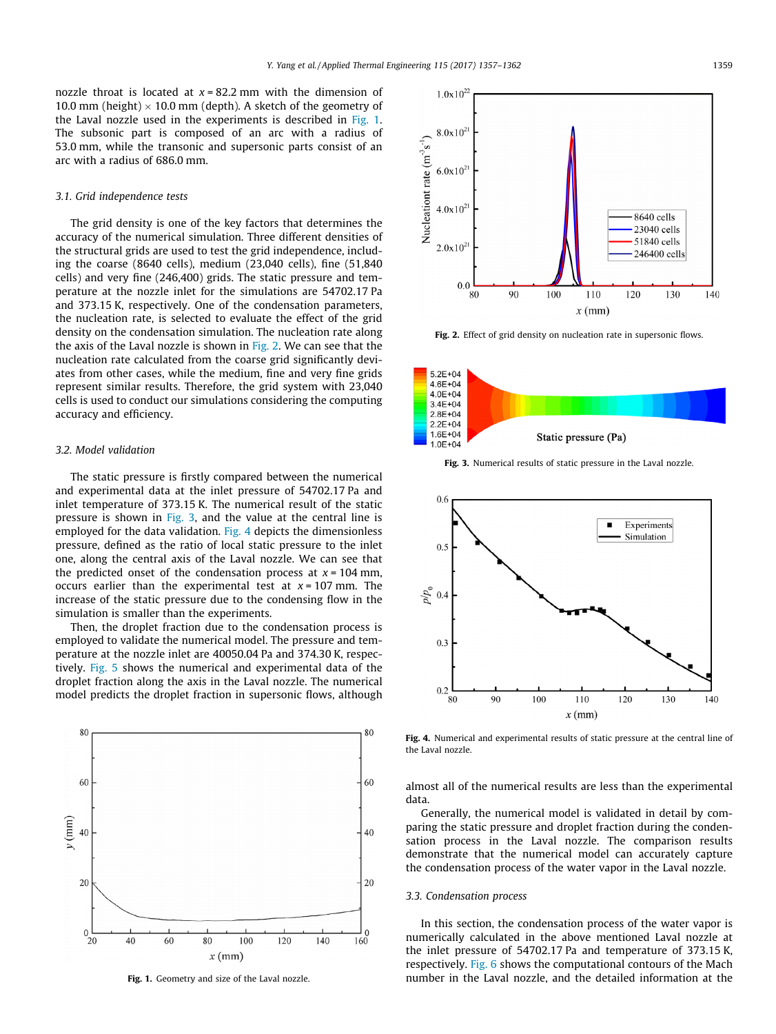nozzle throat is located at $x = 82.2$ mm with the dimension of 10.0 mm (height) × 10.0 mm (depth). A sketch of the geometry of the Laval nozzle used in the experiments is described in Fig. 1. The subsonic part is composed of an arc with a radius of 53.0 mm, while the transonic and supersonic parts consist of an arc with a radius of 686.0 mm.

### 3.1. Grid independence tests

The grid density is one of the key factors that determines the accuracy of the numerical simulation. Three different densities of the structural grids are used to test the grid independence, including the coarse (8640 cells), medium (23,040 cells), fine (51,840 cells) and very fine (246,400) grids. The static pressure and temperature at the nozzle inlet for the simulations are 54702.17 Pa and 373.15 K, respectively. One of the condensation parameters, the nucleation rate, is selected to evaluate the effect of the grid density on the condensation simulation. The nucleation rate along the axis of the Laval nozzle is shown in Fig. 2. We can see that the nucleation rate calculated from the coarse grid significantly deviates from other cases, while the medium, fine and very fine grids represent similar results. Therefore, the grid system with 23,040 cells is used to conduct our simulations considering the computing accuracy and efficiency.

### 3.2. Model validation

The static pressure is firstly compared between the numerical and experimental data at the inlet pressure of 54702.17 Pa and inlet temperature of 373.15 K. The numerical result of the static pressure is shown in Fig. 3, and the value at the central line is employed for the data validation. Fig. 4 depicts the dimensionless pressure, defined as the ratio of local static pressure to the inlet one, along the central axis of the Laval nozzle. We can see that the predicted onset of the condensation process at $x = 104$ mm, occurs earlier than the experimental test at $x = 107$ mm. The increase of the static pressure due to the condensing flow in the simulation is smaller than the experiments.

Then, the droplet fraction due to the condensation process is employed to validate the numerical model. The pressure and temperature at the nozzle inlet are 40050.04 Pa and 374.30 K, respectively. Fig. 5 shows the numerical and experimental data of the droplet fraction along the axis in the Laval nozzle. The numerical model predicts the droplet fraction in supersonic flows, although almost all of the numerical results are less than the experimental data.

Generally, the numerical model is validated in detail by comparing the static pressure and droplet fraction during the condensation process in the Laval nozzle. The comparison results demonstrate that the numerical model can accurately capture the condensation process of the water vapor in the Laval nozzle.

**Fig. 1.** Geometry and size of the Laval nozzle.

**Fig. 2.** Effect of grid density on nucleation rate in supersonic flows.

**Fig. 3.** Numerical results of static pressure in the Laval nozzle.

**Fig. 4.** Numerical and experimental results of static pressure at the central line of the Laval nozzle.

### 3.3. Condensation process

In this section, the condensation process of the water vapor is numerically calculated in the above mentioned Laval nozzle at the inlet pressure of 54702.17 Pa and temperature of 373.15 K, respectively. Fig. 6 shows the computational contours of the Mach number in the Laval nozzle, and the detailed information at the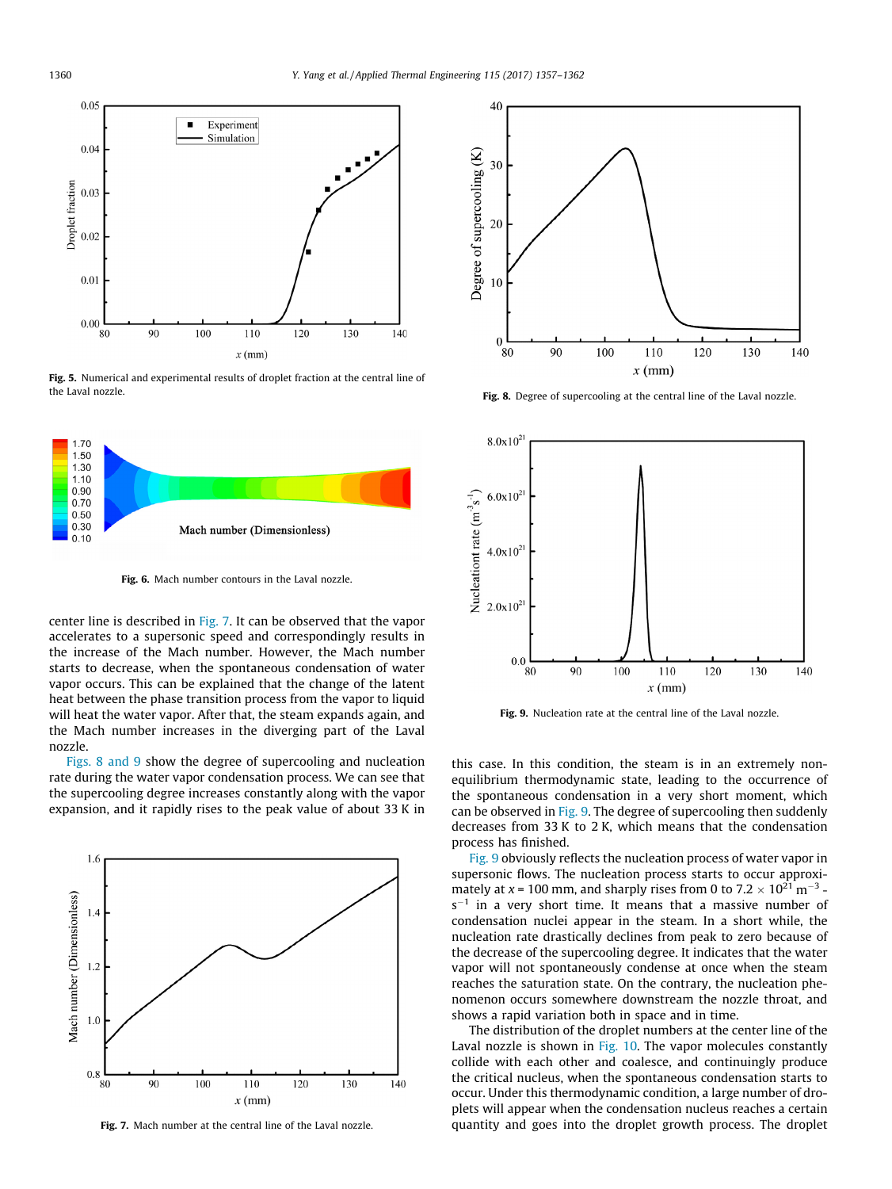Fig. 5. Numerical and experimental results of droplet fraction at the central line of the Laval nozzle.

Fig. 6. Mach number contours in the Laval nozzle.

center line is described in Fig. 7. It can be observed that the vapor accelerates to a supersonic speed and correspondingly results in the increase of the Mach number. However, the Mach number starts to decrease, when the spontaneous condensation of water vapor occurs. This can be explained that the change of the latent heat between the phase transition process from the vapor to liquid will heat the water vapor. After that, the steam expands again, and the Mach number increases in the diverging part of the Laval nozzle.

Figs. 8 and 9 show the degree of supercooling and nucleation rate during the water vapor condensation process. We can see that the supercooling degree increases constantly along with the vapor expansion, and it rapidly rises to the peak value of about 33 K in this case. In this condition, the steam is in an extremely non-equilibrium thermodynamic state, leading to the occurrence of the spontaneous condensation in a very short moment, which can be observed in Fig. 9. The degree of supercooling then suddenly decreases from 33 K to 2 K, which means that the condensation process has finished.

Fig. 7. Mach number at the central line of the Laval nozzle.

Fig. 8. Degree of supercooling at the central line of the Laval nozzle.

Fig. 9. Nucleation rate at the central line of the Laval nozzle.

Fig. 9 obviously reflects the nucleation process of water vapor in supersonic flows. The nucleation process starts to occur approximately at $x$ = 100 mm, and sharply rises from 0 to $7.2 \times 10^{21}$ $m^{-3}$ $s^{-1}$ in a very short time. It means that a massive number of condensation nuclei appear in the steam. In a short while, the nucleation rate drastically declines from peak to zero because of the decrease of the supercooling degree. It indicates that the water vapor will not spontaneously condense at once when the steam reaches the saturation state. On the contrary, the nucleation phenomenon occurs somewhere downstream the nozzle throat, and shows a rapid variation both in space and in time.

The distribution of the droplet numbers at the center line of the Laval nozzle is shown in Fig. 10. The vapor molecules constantly collide with each other and coalesce, and continuingly produce the critical nucleus, when the spontaneous condensation starts to occur. Under this thermodynamic condition, a large number of droplets will appear when the condensation nucleus reaches a certain quantity and goes into the droplet growth process. The droplet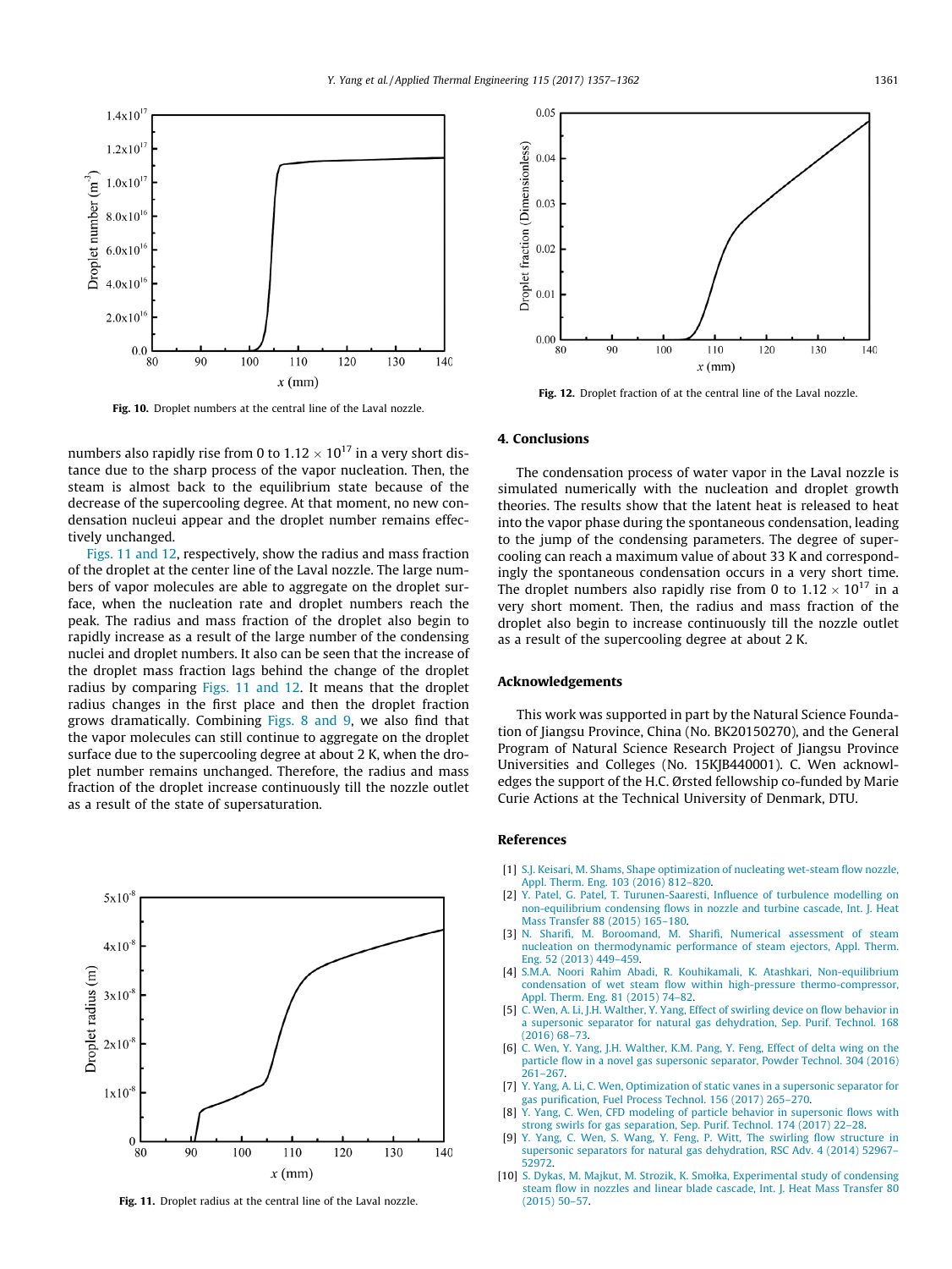Fig. 10. Droplet numbers at the central line of the Laval nozzle.

Fig. 12. Droplet fraction of at the central line of the Laval nozzle.

numbers also rapidly rise from 0 to $1.12 \times 10^{17}$ in a very short distance due to the sharp process of the vapor nucleation. Then, the steam is almost back to the equilibrium state because of the decrease of the supercooling degree. At that moment, no new condensation nucleui appear and the droplet number remains effectively unchanged.

Figs. 11 and 12, respectively, show the radius and mass fraction of the droplet at the center line of the Laval nozzle. The large numbers of vapor molecules are able to aggregate on the droplet surface, when the nucleation rate and droplet numbers reach the peak. The radius and mass fraction of the droplet also begin to rapidly increase as a result of the large number of the condensing nuclei and droplet numbers. It also can be seen that the increase of the droplet mass fraction lags behind the change of the droplet radius by comparing Figs. 11 and 12. It means that the droplet radius changes in the first place and then the droplet fraction grows dramatically. Combining Figs. 8 and 9, we also find that the vapor molecules can still continue to aggregate on the droplet surface due to the supercooling degree at about 2 K, when the droplet number remains unchanged. Therefore, the radius and mass fraction of the droplet increase continuously till the nozzle outlet as a result of the state of supersaturation.

Fig. 11. Droplet radius at the central line of the Laval nozzle.

## 4. Conclusions

The condensation process of water vapor in the Laval nozzle is simulated numerically with the nucleation and droplet growth theories. The results show that the latent heat is released to heat into the vapor phase during the spontaneous condensation, leading to the jump of the condensing parameters. The degree of supercooling can reach a maximum value of about 33 K and correspondingly the spontaneous condensation occurs in a very short time. The droplet numbers also rapidly rise from 0 to $1.12 \times 10^{17}$ in a very short moment. Then, the radius and mass fraction of the droplet also begin to increase continuously till the nozzle outlet as a result of the supercooling degree at about 2 K.

## Acknowledgements

This work was supported in part by the Natural Science Foundation of Jiangsu Province, China (No. BK20150270), and the General Program of Natural Science Research Project of Jiangsu Province Universities and Colleges (No. 15KJB440001). C. Wen acknowledges the support of the H.C. Ørsted fellowship co-funded by Marie Curie Actions at the Technical University of Denmark, DTU.

## References

[1] S.J. Keisari, M. Shams, Shape optimization of nucleating wet-steam flow nozzle, Appl. Therm. Eng. 103 (2016) 812–820.

[2] Y. Patel, G. Patel, T. Turunen-Saaresti, Influence of turbulence modelling on non-equilibrium condensing flows in nozzle and turbine cascade, Int. J. Heat Mass Transfer 88 (2015) 165–180.

[3] N. Sharifi, M. Boroomand, M. Sharifi, Numerical assessment of steam nucleation on thermodynamic performance of steam ejectors, Appl. Therm. Eng. 52 (2013) 449–459.

[4] S.M.A. Noori Rahim Abadi, R. Kouhikamali, K. Atashkari, Non-equilibrium condensation of wet steam flow within high-pressure thermo-compressor, Appl. Therm. Eng. 81 (2015) 74–82.

[5] C. Wen, A. Li, J.H. Walther, Y. Yang, Effect of swirling device on flow behavior in a supersonic separator for natural gas dehydration, Sep. Purif. Technol. 168 (2016) 68–73.

[6] C. Wen, Y. Yang, J.H. Walther, K.M. Pang, Y. Feng, Effect of delta wing on the particle flow in a novel gas supersonic separator, Powder Technol. 304 (2016) 261–267.

[7] Y. Yang, A. Li, C. Wen, Optimization of static vanes in a supersonic separator for gas purification, Fuel Process Technol. 156 (2017) 265–270.

[8] Y. Yang, C. Wen, CFD modeling of particle behavior in supersonic flows with strong swirls for gas separation, Sep. Purif. Technol. 174 (2017) 22–28.

[9] Y. Yang, C. Wen, S. Wang, Y. Feng, P. Witt, The swirling flow structure in supersonic separators for natural gas dehydration, RSC Adv. 4 (2014) 52967–52972.

[10] S. Dykas, M. Majkut, M. Strozik, K. Smołka, Experimental study of condensing steam flow in nozzles and linear blade cascade, Int. J. Heat Mass Transfer 80 (2015) 50–57.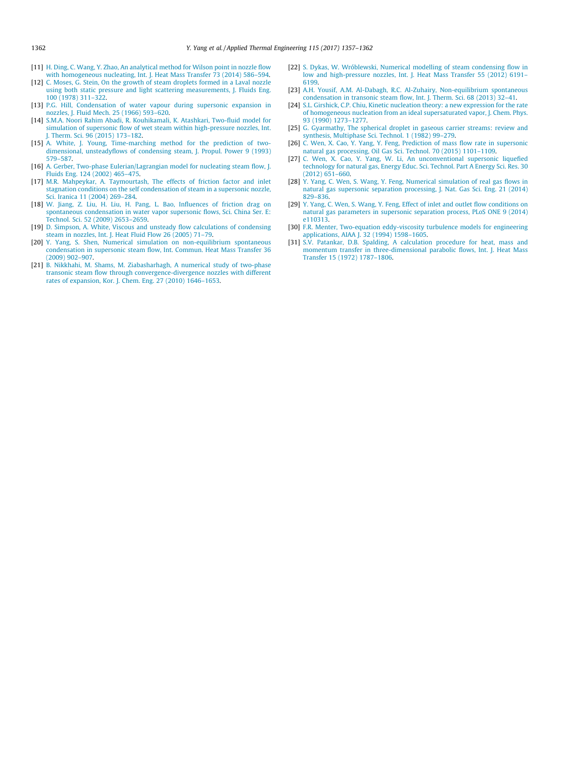[11] H. Ding, C. Wang, Y. Zhao, An analytical method for Wilson point in nozzle flow with homogeneous nucleating, Int. J. Heat Mass Transfer 73 (2014) 586–594.

[12] C. Moses, G. Stein, On the growth of steam droplets formed in a Laval nozzle using both static pressure and light scattering measurements, J. Fluids Eng. 100 (1978) 311–322.

[13] P.G. Hill, Condensation of water vapour during supersonic expansion in nozzles, J. Fluid Mech. 25 (1966) 593–620.

[14] S.M.A. Noori Rahim Abadi, R. Kouhikamali, K. Atashkari, Two-fluid model for simulation of supersonic flow of wet steam within high-pressure nozzles, Int. J. Therm. Sci. 96 (2015) 173–182.

[15] A. White, J. Young, Time-marching method for the prediction of two-dimensional, unsteadyflows of condensing steam, J. Propul. Power 9 (1993) 579–587.

[16] A. Gerber, Two-phase Eulerian/Lagrangian model for nucleating steam flow, J. Fluids Eng. 124 (2002) 465–475.

[17] M.R. Mahpeykar, A. Taymourtash, The effects of friction factor and inlet stagnation conditions on the self condensation of steam in a supersonic nozzle, Sci. Iranica 11 (2004) 269–284.

[18] W. Jiang, Z. Liu, H. Liu, H. Pang, L. Bao, Influences of friction drag on spontaneous condensation in water vapor supersonic flows, Sci. China Ser. E: Technol. Sci. 52 (2009) 2653–2659.

[19] D. Simpson, A. White, Viscous and unsteady flow calculations of condensing steam in nozzles, Int. J. Heat Fluid Flow 26 (2005) 71–79.

[20] Y. Yang, S. Shen, Numerical simulation on non-equilibrium spontaneous condensation in supersonic steam flow, Int. Commun. Heat Mass Transfer 36 (2009) 902–907.

[21] B. Nikkhahi, M. Shams, M. Ziabasharhagh, A numerical study of two-phase transonic steam flow through convergence-divergence nozzles with different rates of expansion, Kor. J. Chem. Eng. 27 (2010) 1646–1653.

[22] S. Dykas, W. Wróblewski, Numerical modelling of steam condensing flow in low and high-pressure nozzles, Int. J. Heat Mass Transfer 55 (2012) 6191–6199.

[23] A.H. Yousif, A.M. Al-Dabagh, R.C. Al-Zuhairy, Non-equilibrium spontaneous condensation in transonic steam flow, Int. J. Therm. Sci. 68 (2013) 32–41.

[24] S.L. Girshick, C.P. Chiu, Kinetic nucleation theory: a new expression for the rate of homogeneous nucleation from an ideal supersaturated vapor, J. Chem. Phys. 93 (1990) 1273–1277.

[25] G. Gyarmathy, The spherical droplet in gaseous carrier streams: review and synthesis, Multiphase Sci. Technol. 1 (1982) 99–279.

[26] C. Wen, X. Cao, Y. Yang, Y. Feng, Prediction of mass flow rate in supersonic natural gas processing, Oil Gas Sci. Technol. 70 (2015) 1101–1109.

[27] C. Wen, X. Cao, Y. Yang, W. Li, An unconventional supersonic liquefied technology for natural gas, Energy Educ. Sci. Technol. Part A Energy Sci. Res. 30 (2012) 651–660.

[28] Y. Yang, C. Wen, S. Wang, Y. Feng, Numerical simulation of real gas flows in natural gas supersonic separation processing, J. Nat. Gas Sci. Eng. 21 (2014) 829–836.

[29] Y. Yang, C. Wen, S. Wang, Y. Feng, Effect of inlet and outlet flow conditions on natural gas parameters in supersonic separation process, PLoS ONE 9 (2014) e110313.

[30] F.R. Menter, Two-equation eddy-viscosity turbulence models for engineering applications, AIAA J. 32 (1994) 1598–1605.

[31] S.V. Patankar, D.B. Spalding, A calculation procedure for heat, mass and momentum transfer in three-dimensional parabolic flows, Int. J. Heat Mass Transfer 15 (1972) 1787–1806.